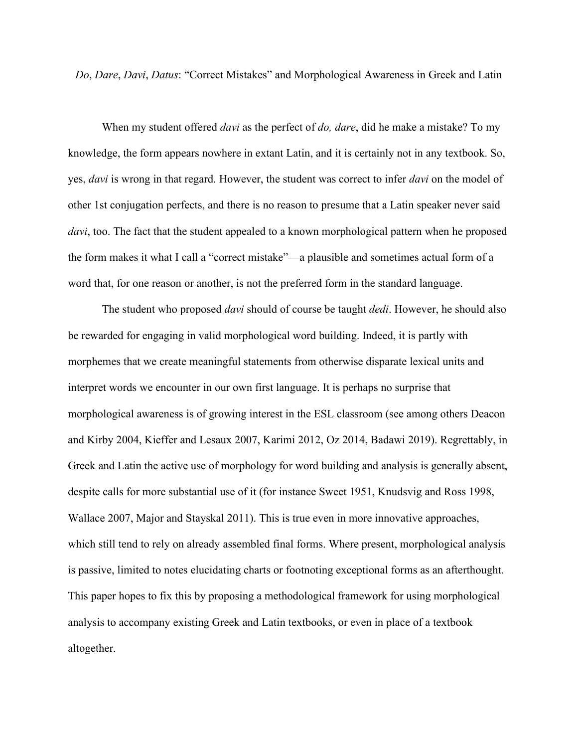# *Do*, *Dare*, *Davi*, *Datus*: "Correct Mistakes" and Morphological Awareness in Greek and Latin

When my student offered *davi* as the perfect of *do, dare*, did he make a mistake? To my knowledge, the form appears nowhere in extant Latin, and it is certainly not in any textbook. So, yes, *davi* is wrong in that regard. However, the student was correct to infer *davi* on the model of other 1st conjugation perfects, and there is no reason to presume that a Latin speaker never said *davi*, too. The fact that the student appealed to a known morphological pattern when he proposed the form makes it what I call a "correct mistake"—a plausible and sometimes actual form of a word that, for one reason or another, is not the preferred form in the standard language.

The student who proposed *davi* should of course be taught *dedi*. However, he should also be rewarded for engaging in valid morphological word building. Indeed, it is partly with morphemes that we create meaningful statements from otherwise disparate lexical units and interpret words we encounter in our own first language. It is perhaps no surprise that morphological awareness is of growing interest in the ESL classroom (see among others Deacon and Kirby 2004, Kieffer and Lesaux 2007, Karimi 2012, Oz 2014, Badawi 2019). Regrettably, in Greek and Latin the active use of morphology for word building and analysis is generally absent, despite calls for more substantial use of it (for instance Sweet 1951, Knudsvig and Ross 1998, Wallace 2007, Major and Stayskal 2011). This is true even in more innovative approaches, which still tend to rely on already assembled final forms. Where present, morphological analysis is passive, limited to notes elucidating charts or footnoting exceptional forms as an afterthought. This paper hopes to fix this by proposing a methodological framework for using morphological analysis to accompany existing Greek and Latin textbooks, or even in place of a textbook altogether.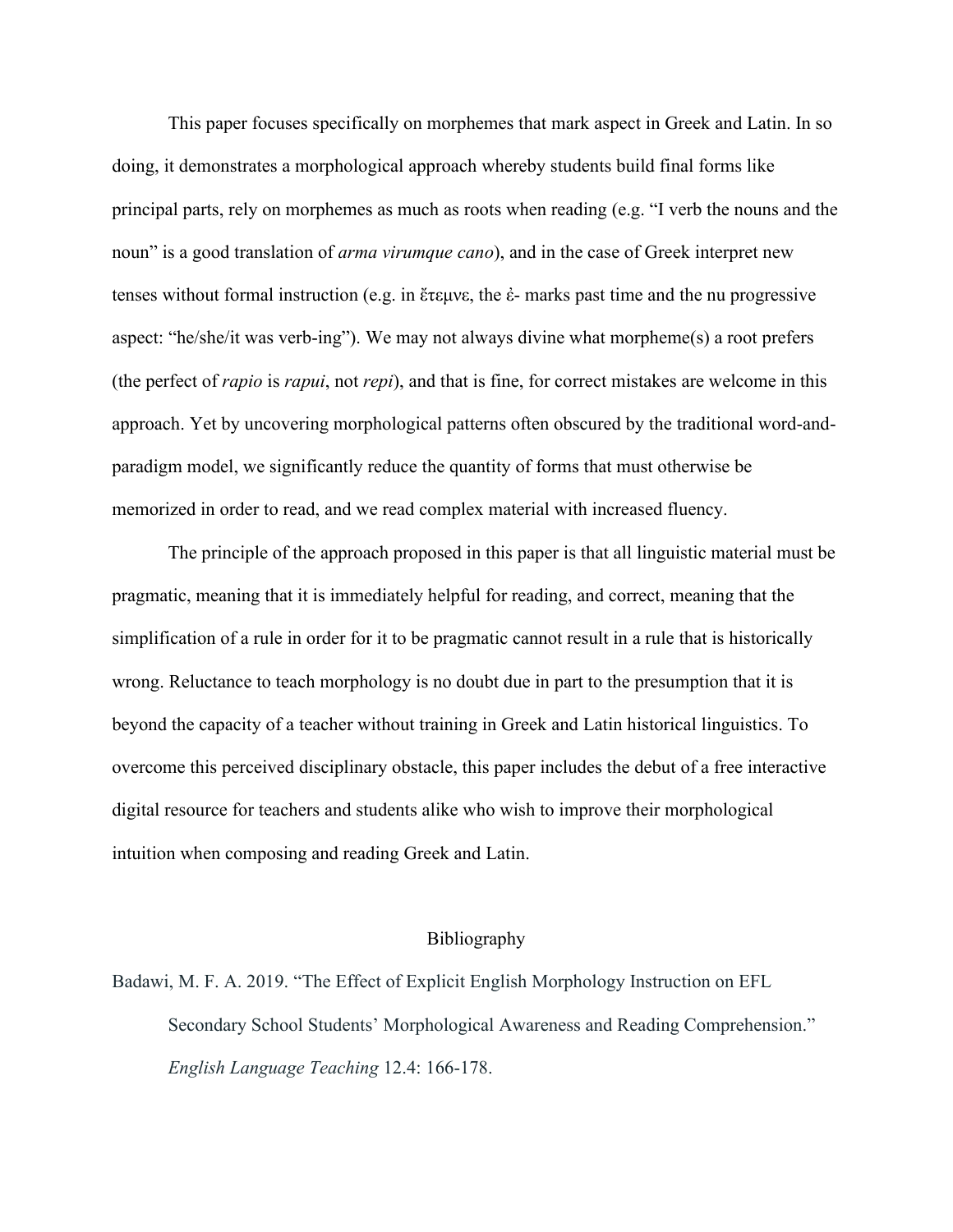This paper focuses specifically on morphemes that mark aspect in Greek and Latin. In so doing, it demonstrates a morphological approach whereby students build final forms like principal parts, rely on morphemes as much as roots when reading (e.g. "I verb the nouns and the noun" is a good translation of *arma virumque cano*), and in the case of Greek interpret new tenses without formal instruction (e.g. in ἔτεμνε, the ἐ- marks past time and the nu progressive aspect: "he/she/it was verb-ing"). We may not always divine what morpheme(s) a root prefers (the perfect of *rapio* is *rapui*, not *repi*), and that is fine, for correct mistakes are welcome in this approach. Yet by uncovering morphological patterns often obscured by the traditional word-and-paradigm model, we significantly reduce the quantity of forms that must otherwise be memorized in order to read, and we read complex material with increased fluency.

The principle of the approach proposed in this paper is that all linguistic material must be pragmatic, meaning that it is immediately helpful for reading, and correct, meaning that the simplification of a rule in order for it to be pragmatic cannot result in a rule that is historically wrong. Reluctance to teach morphology is no doubt due in part to the presumption that it is beyond the capacity of a teacher without training in Greek and Latin historical linguistics. To overcome this perceived disciplinary obstacle, this paper includes the debut of a free interactive digital resource for teachers and students alike who wish to improve their morphological intuition when composing and reading Greek and Latin.

## Bibliography

Badawi, M. F. A. 2019. "The Effect of Explicit English Morphology Instruction on EFL Secondary School Students' Morphological Awareness and Reading Comprehension." *English Language Teaching* 12.4: 166-178.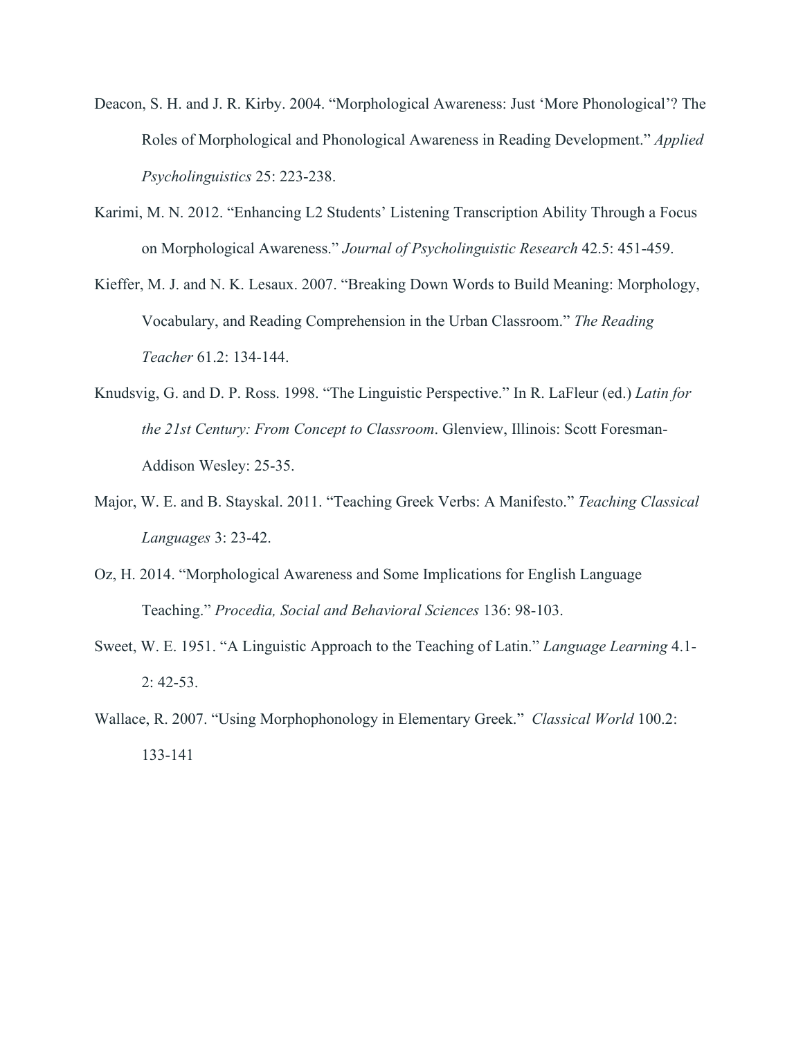Deacon, S. H. and J. R. Kirby. 2004. "Morphological Awareness: Just 'More Phonological'? The Roles of Morphological and Phonological Awareness in Reading Development." *Applied Psycholinguistics* 25: 223-238.

Karimi, M. N. 2012. "Enhancing L2 Students' Listening Transcription Ability Through a Focus on Morphological Awareness." *Journal of Psycholinguistic Research* 42.5: 451-459.

Kieffer, M. J. and N. K. Lesaux. 2007. "Breaking Down Words to Build Meaning: Morphology, Vocabulary, and Reading Comprehension in the Urban Classroom." *The Reading Teacher* 61.2: 134-144.

Knudsvig, G. and D. P. Ross. 1998. "The Linguistic Perspective." In R. LaFleur (ed.) *Latin for the 21st Century: From Concept to Classroom*. Glenview, Illinois: Scott Foresman-Addison Wesley: 25-35.

Major, W. E. and B. Stayskal. 2011. "Teaching Greek Verbs: A Manifesto." *Teaching Classical Languages* 3: 23-42.

Oz, H. 2014. "Morphological Awareness and Some Implications for English Language Teaching." *Procedia, Social and Behavioral Sciences* 136: 98-103.

Sweet, W. E. 1951. "A Linguistic Approach to the Teaching of Latin." *Language Learning* 4.1-2: 42-53.

Wallace, R. 2007. "Using Morphophonology in Elementary Greek." *Classical World* 100.2: 133-141